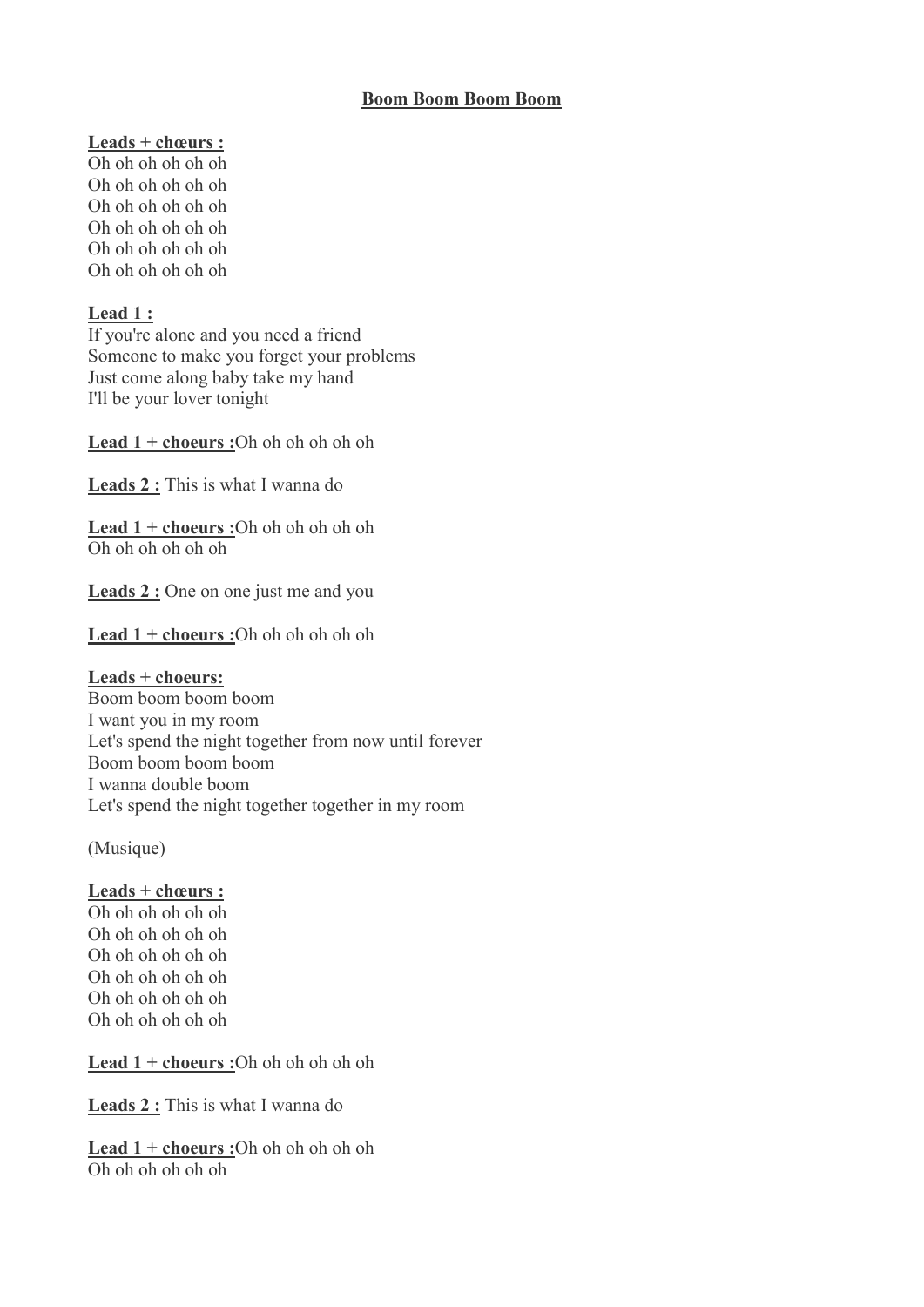**Boom Boom Boom Boom**

**Leads + chœurs :**
Oh oh oh oh oh oh
Oh oh oh oh oh oh
Oh oh oh oh oh oh
Oh oh oh oh oh oh
Oh oh oh oh oh oh
Oh oh oh oh oh oh

**Lead 1 :**
If you're alone and you need a friend
Someone to make you forget your problems
Just come along baby take my hand
I'll be your lover tonight

**Lead 1 + choeurs :**Oh oh oh oh oh oh

**Leads 2 :** This is what I wanna do

**Lead 1 + choeurs :**Oh oh oh oh oh oh
Oh oh oh oh oh oh

**Leads 2 :** One on one just me and you

**Lead 1 + choeurs :**Oh oh oh oh oh oh

**Leads + choeurs:**
Boom boom boom boom
I want you in my room
Let's spend the night together from now until forever
Boom boom boom boom
I wanna double boom
Let's spend the night together together in my room

(Musique)

**Leads + chœurs :**
Oh oh oh oh oh oh
Oh oh oh oh oh oh
Oh oh oh oh oh oh
Oh oh oh oh oh oh
Oh oh oh oh oh oh
Oh oh oh oh oh oh

**Lead 1 + choeurs :**Oh oh oh oh oh oh

**Leads 2 :** This is what I wanna do

**Lead 1 + choeurs :**Oh oh oh oh oh oh
Oh oh oh oh oh oh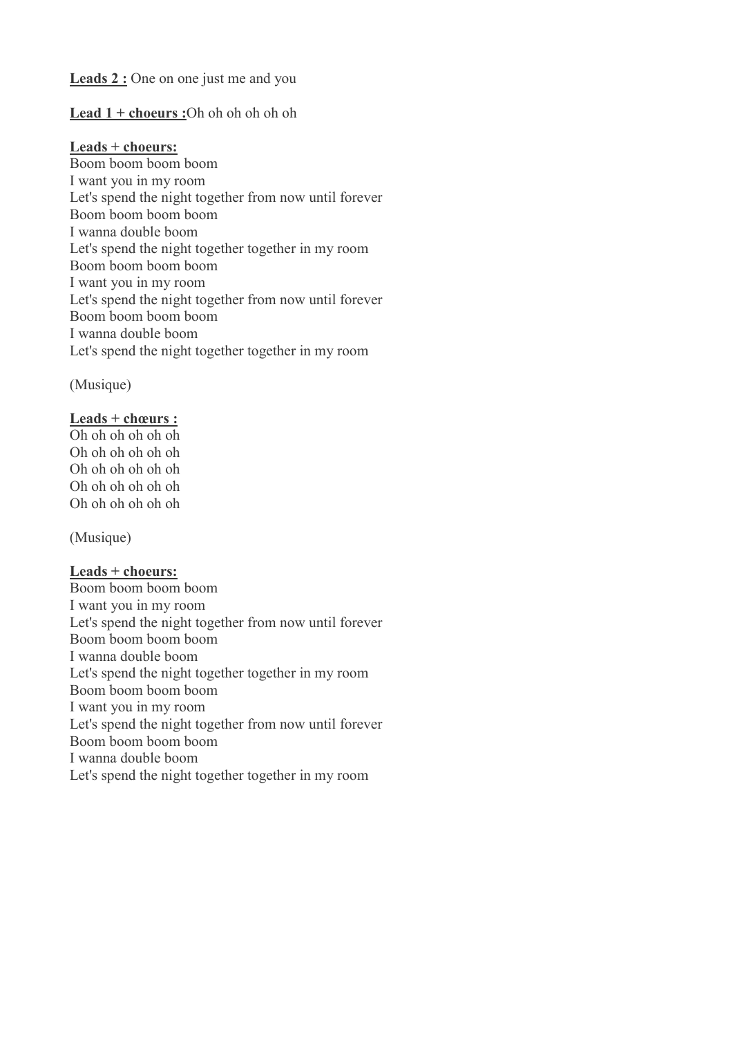**<u>Leads 2 :</u>** One on one just me and you

**<u>Lead 1 + choeurs :</u>**Oh oh oh oh oh oh

**<u>Leads + choeurs:</u>**
Boom boom boom boom
I want you in my room
Let's spend the night together from now until forever
Boom boom boom boom
I wanna double boom
Let's spend the night together together in my room
Boom boom boom boom
I want you in my room
Let's spend the night together from now until forever
Boom boom boom boom
I wanna double boom
Let's spend the night together together in my room

(Musique)

**<u>Leads + chœurs :</u>**
Oh oh oh oh oh oh
Oh oh oh oh oh oh
Oh oh oh oh oh oh
Oh oh oh oh oh oh
Oh oh oh oh oh oh

(Musique)

**<u>Leads + choeurs:</u>**
Boom boom boom boom
I want you in my room
Let's spend the night together from now until forever
Boom boom boom boom
I wanna double boom
Let's spend the night together together in my room
Boom boom boom boom
I want you in my room
Let's spend the night together from now until forever
Boom boom boom boom
I wanna double boom
Let's spend the night together together in my room